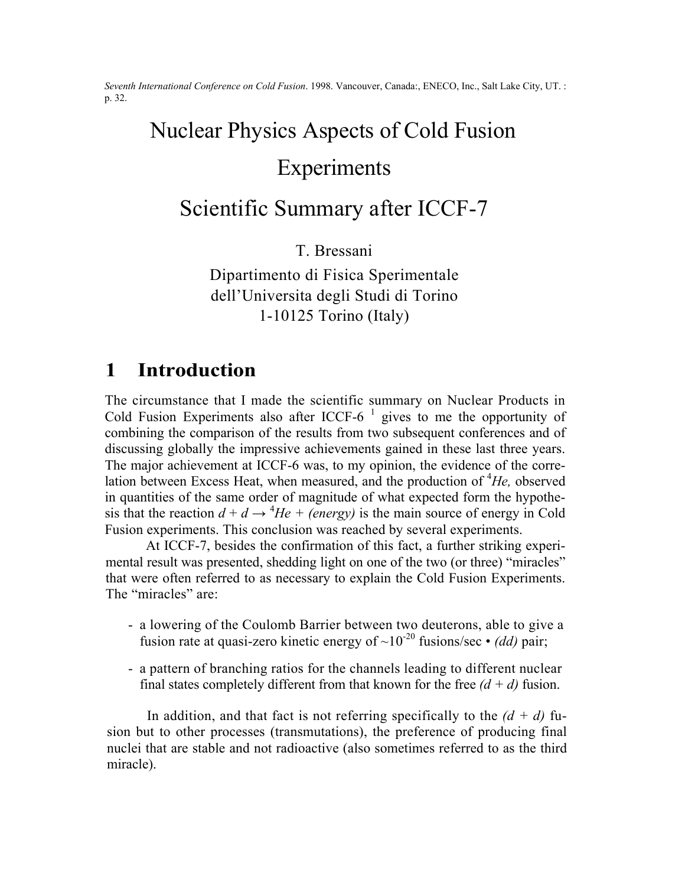*Seventh International Conference on Cold Fusion*. 1998. Vancouver, Canada:, ENECO, Inc., Salt Lake City, UT. : p. 32.

# Nuclear Physics Aspects of Cold Fusion Experiments

# Scientific Summary after ICCF-7

T. Bressani

Dipartimento di Fisica Sperimentale
dell'Universita degli Studi di Torino
1-10125 Torino (Italy)

## 1 Introduction

The circumstance that I made the scientific summary on Nuclear Products in Cold Fusion Experiments also after ICCF-6 [1] gives to me the opportunity of combining the comparison of the results from two subsequent conferences and of discussing globally the impressive achievements gained in these last three years. The major achievement at ICCF-6 was, to my opinion, the evidence of the correlation between Excess Heat, when measured, and the production of $^4He$, observed in quantities of the same order of magnitude of what expected form the hypothesis that the reaction $d + d \rightarrow {}^4He + (energy)$ is the main source of energy in Cold Fusion experiments. This conclusion was reached by several experiments.

At ICCF-7, besides the confirmation of this fact, a further striking experimental result was presented, shedding light on one of the two (or three) "miracles" that were often referred to as necessary to explain the Cold Fusion Experiments. The "miracles" are:

- a lowering of the Coulomb Barrier between two deuterons, able to give a fusion rate at quasi-zero kinetic energy of $\sim 10^{-20}$ fusions/sec • *(dd)* pair;
- a pattern of branching ratios for the channels leading to different nuclear final states completely different from that known for the free *(d + d)* fusion.

In addition, and that fact is not referring specifically to the *(d + d)* fusion but to other processes (transmutations), the preference of producing final nuclei that are stable and not radioactive (also sometimes referred to as the third miracle).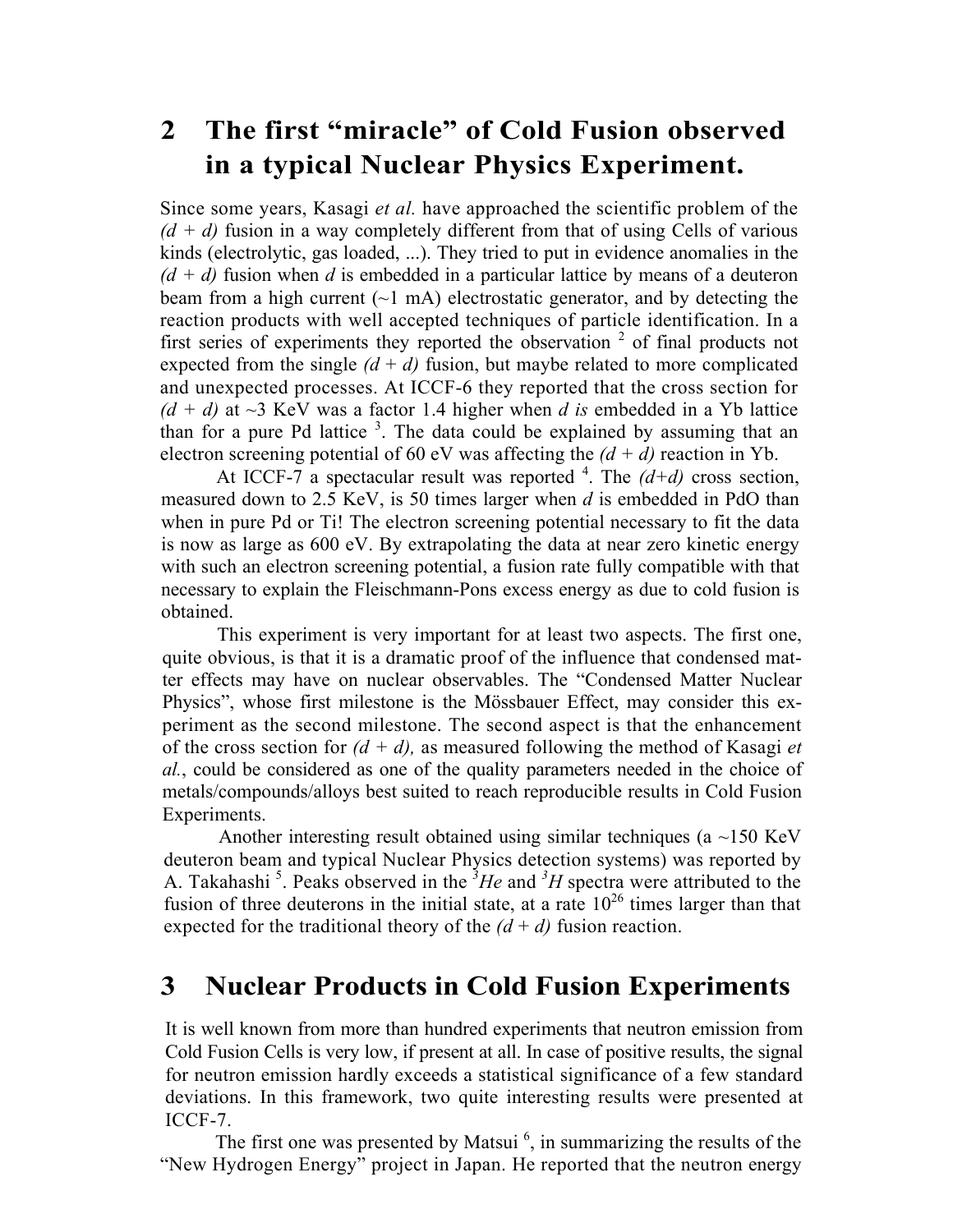## 2 The first "miracle" of Cold Fusion observed in a typical Nuclear Physics Experiment.

Since some years, Kasagi *et al.* have approached the scientific problem of the *(d + d)* fusion in a way completely different from that of using Cells of various kinds (electrolytic, gas loaded, ...). They tried to put in evidence anomalies in the *(d + d)* fusion when *d* is embedded in a particular lattice by means of a deuteron beam from a high current (~1 mA) electrostatic generator, and by detecting the reaction products with well accepted techniques of particle identification. In a first series of experiments they reported the observation [2] of final products not expected from the single *(d + d)* fusion, but maybe related to more complicated and unexpected processes. At ICCF-6 they reported that the cross section for *(d + d)* at ~3 KeV was a factor 1.4 higher when *d is* embedded in a Yb lattice than for a pure Pd lattice [3]. The data could be explained by assuming that an electron screening potential of 60 eV was affecting the *(d + d)* reaction in Yb.

At ICCF-7 a spectacular result was reported [4]. The *(d+d)* cross section, measured down to 2.5 KeV, is 50 times larger when *d* is embedded in PdO than when in pure Pd or Ti! The electron screening potential necessary to fit the data is now as large as 600 eV. By extrapolating the data at near zero kinetic energy with such an electron screening potential, a fusion rate fully compatible with that necessary to explain the Fleischmann-Pons excess energy as due to cold fusion is obtained.

This experiment is very important for at least two aspects. The first one, quite obvious, is that it is a dramatic proof of the influence that condensed matter effects may have on nuclear observables. The "Condensed Matter Nuclear Physics", whose first milestone is the Mössbauer Effect, may consider this experiment as the second milestone. The second aspect is that the enhancement of the cross section for *(d + d)*, as measured following the method of Kasagi *et al.*, could be considered as one of the quality parameters needed in the choice of metals/compounds/alloys best suited to reach reproducible results in Cold Fusion Experiments.

Another interesting result obtained using similar techniques (a ~150 KeV deuteron beam and typical Nuclear Physics detection systems) was reported by A. Takahashi [5]. Peaks observed in the $^3He$ and $^3H$ spectra were attributed to the fusion of three deuterons in the initial state, at a rate $10^{26}$ times larger than that expected for the traditional theory of the *(d + d)* fusion reaction.

## 3 Nuclear Products in Cold Fusion Experiments

It is well known from more than hundred experiments that neutron emission from Cold Fusion Cells is very low, if present at all. In case of positive results, the signal for neutron emission hardly exceeds a statistical significance of a few standard deviations. In this framework, two quite interesting results were presented at ICCF-7.

The first one was presented by Matsui [6], in summarizing the results of the "New Hydrogen Energy" project in Japan. He reported that the neutron energy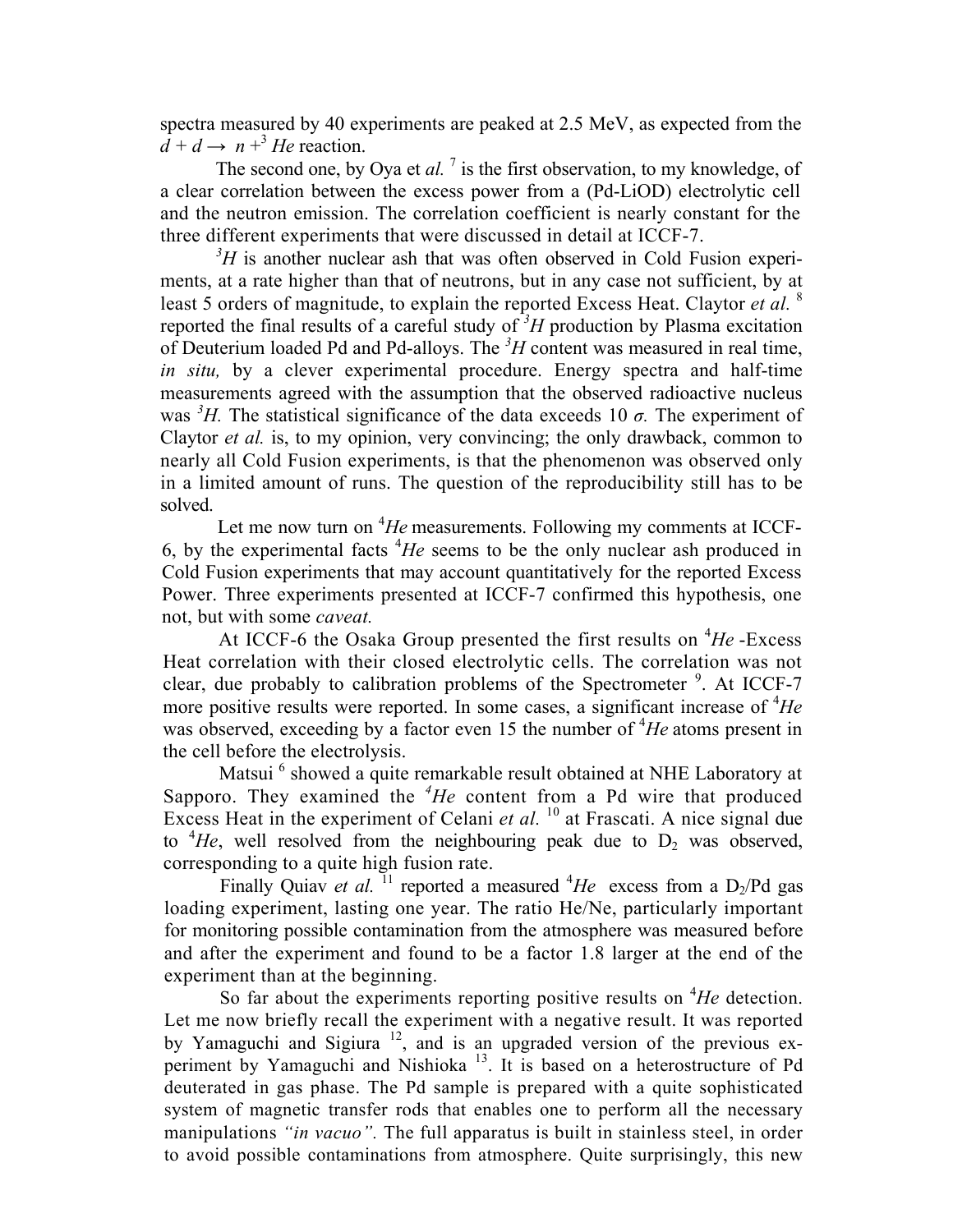spectra measured by 40 experiments are peaked at 2.5 MeV, as expected from the $d + d \rightarrow n + ^3He$ reaction.

The second one, by Oya et *al.* [7] is the first observation, to my knowledge, of a clear correlation between the excess power from a (Pd-LiOD) electrolytic cell and the neutron emission. The correlation coefficient is nearly constant for the three different experiments that were discussed in detail at ICCF-7.

$^3H$ is another nuclear ash that was often observed in Cold Fusion experiments, at a rate higher than that of neutrons, but in any case not sufficient, by at least 5 orders of magnitude, to explain the reported Excess Heat. Claytor *et al.* [8] reported the final results of a careful study of $^3H$ production by Plasma excitation of Deuterium loaded Pd and Pd-alloys. The $^3H$ content was measured in real time, *in situ,* by a clever experimental procedure. Energy spectra and half-time measurements agreed with the assumption that the observed radioactive nucleus was $^3H$. The statistical significance of the data exceeds 10 $\sigma$. The experiment of Claytor *et al.* is, to my opinion, very convincing; the only drawback, common to nearly all Cold Fusion experiments, is that the phenomenon was observed only in a limited amount of runs. The question of the reproducibility still has to be solved.

Let me now turn on $^4He$ measurements. Following my comments at ICCF-6, by the experimental facts $^4He$ seems to be the only nuclear ash produced in Cold Fusion experiments that may account quantitatively for the reported Excess Power. Three experiments presented at ICCF-7 confirmed this hypothesis, one not, but with some *caveat.*

At ICCF-6 the Osaka Group presented the first results on $^4He$ -Excess Heat correlation with their closed electrolytic cells. The correlation was not clear, due probably to calibration problems of the Spectrometer [9]. At ICCF-7 more positive results were reported. In some cases, a significant increase of $^4He$ was observed, exceeding by a factor even 15 the number of $^4He$ atoms present in the cell before the electrolysis.

Matsui [6] showed a quite remarkable result obtained at NHE Laboratory at Sapporo. They examined the $^4He$ content from a Pd wire that produced Excess Heat in the experiment of Celani *et al.* [10] at Frascati. A nice signal due to $^4He$, well resolved from the neighbouring peak due to $D_2$ was observed, corresponding to a quite high fusion rate.

Finally Quiav *et al.* [11] reported a measured $^4He$ excess from a $D_2$/Pd gas loading experiment, lasting one year. The ratio He/Ne, particularly important for monitoring possible contamination from the atmosphere was measured before and after the experiment and found to be a factor 1.8 larger at the end of the experiment than at the beginning.

So far about the experiments reporting positive results on $^4He$ detection. Let me now briefly recall the experiment with a negative result. It was reported by Yamaguchi and Sigiura [12], and is an upgraded version of the previous experiment by Yamaguchi and Nishioka [13]. It is based on a heterostructure of Pd deuterated in gas phase. The Pd sample is prepared with a quite sophisticated system of magnetic transfer rods that enables one to perform all the necessary manipulations *"in vacuo".* The full apparatus is built in stainless steel, in order to avoid possible contaminations from atmosphere. Quite surprisingly, this new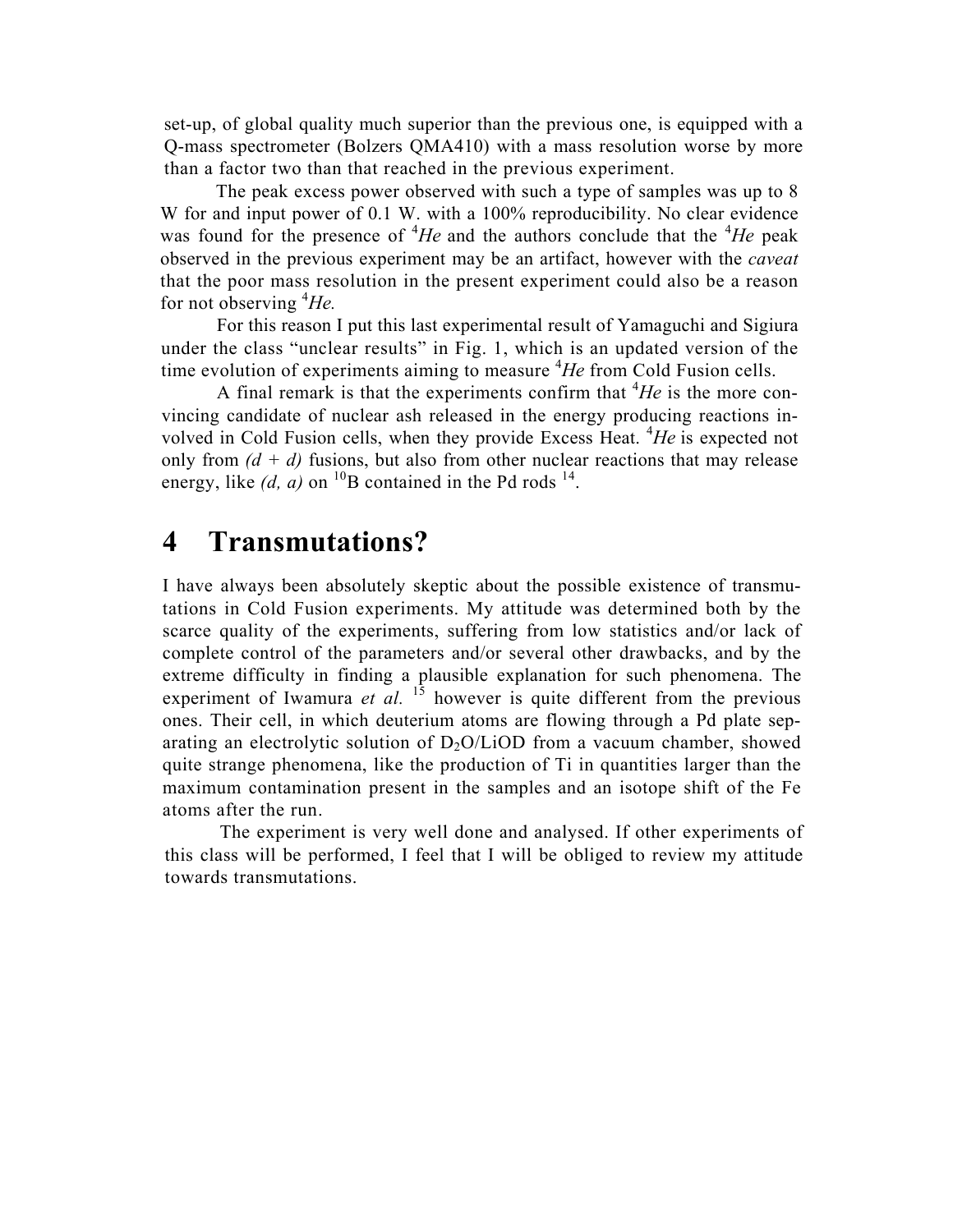set-up, of global quality much superior than the previous one, is equipped with a Q-mass spectrometer (Bolzers QMA410) with a mass resolution worse by more than a factor two than that reached in the previous experiment.

The peak excess power observed with such a type of samples was up to 8 W for and input power of 0.1 W. with a 100% reproducibility. No clear evidence was found for the presence of $^4He$ and the authors conclude that the $^4He$ peak observed in the previous experiment may be an artifact, however with the *caveat* that the poor mass resolution in the present experiment could also be a reason for not observing $^4He$.

For this reason I put this last experimental result of Yamaguchi and Sigiura under the class "unclear results" in Fig. 1, which is an updated version of the time evolution of experiments aiming to measure $^4He$ from Cold Fusion cells.

A final remark is that the experiments confirm that $^4He$ is the more convincing candidate of nuclear ash released in the energy producing reactions involved in Cold Fusion cells, when they provide Excess Heat. $^4He$ is expected not only from *(d + d)* fusions, but also from other nuclear reactions that may release energy, like *(d, a)* on $^{10}B$ contained in the Pd rods [14].

# 4 Transmutations?

I have always been absolutely skeptic about the possible existence of transmutations in Cold Fusion experiments. My attitude was determined both by the scarce quality of the experiments, suffering from low statistics and/or lack of complete control of the parameters and/or several other drawbacks, and by the extreme difficulty in finding a plausible explanation for such phenomena. The experiment of Iwamura *et al.* [15] however is quite different from the previous ones. Their cell, in which deuterium atoms are flowing through a Pd plate separating an electrolytic solution of $D_2O$/LiOD from a vacuum chamber, showed quite strange phenomena, like the production of Ti in quantities larger than the maximum contamination present in the samples and an isotope shift of the Fe atoms after the run.

The experiment is very well done and analysed. If other experiments of this class will be performed, I feel that I will be obliged to review my attitude towards transmutations.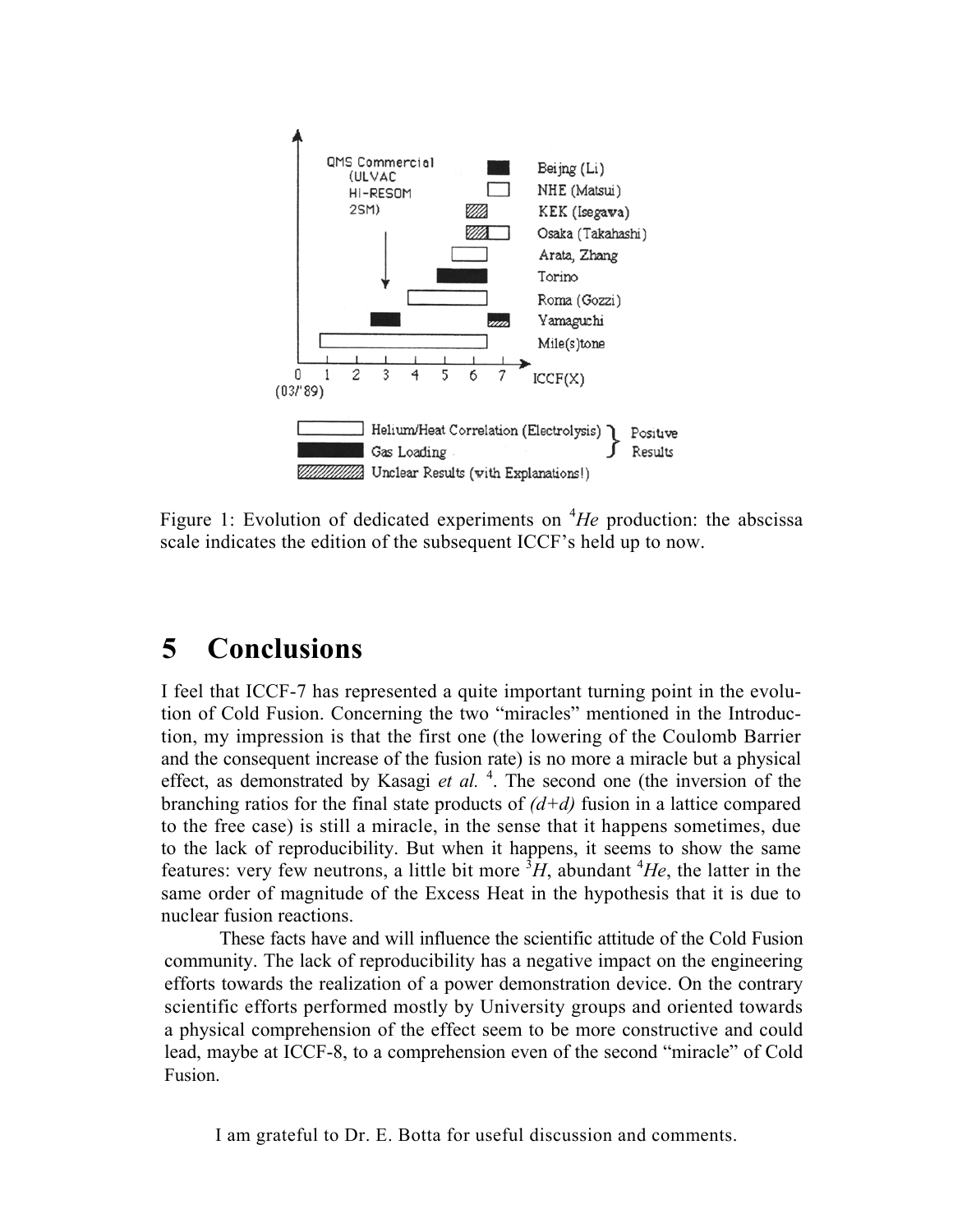Figure 1: Evolution of dedicated experiments on $^4He$ production: the abscissa scale indicates the edition of the subsequent ICCF's held up to now.

# 5 Conclusions

I feel that ICCF-7 has represented a quite important turning point in the evolution of Cold Fusion. Concerning the two "miracles" mentioned in the Introduction, my impression is that the first one (the lowering of the Coulomb Barrier and the consequent increase of the fusion rate) is no more a miracle but a physical effect, as demonstrated by Kasagi *et al.* [4]. The second one (the inversion of the branching ratios for the final state products of *(d+d)* fusion in a lattice compared to the free case) is still a miracle, in the sense that it happens sometimes, due to the lack of reproducibility. But when it happens, it seems to show the same features: very few neutrons, a little bit more $^3H$, abundant $^4He$, the latter in the same order of magnitude of the Excess Heat in the hypothesis that it is due to nuclear fusion reactions.

These facts have and will influence the scientific attitude of the Cold Fusion community. The lack of reproducibility has a negative impact on the engineering efforts towards the realization of a power demonstration device. On the contrary scientific efforts performed mostly by University groups and oriented towards a physical comprehension of the effect seem to be more constructive and could lead, maybe at ICCF-8, to a comprehension even of the second "miracle" of Cold Fusion.

I am grateful to Dr. E. Botta for useful discussion and comments.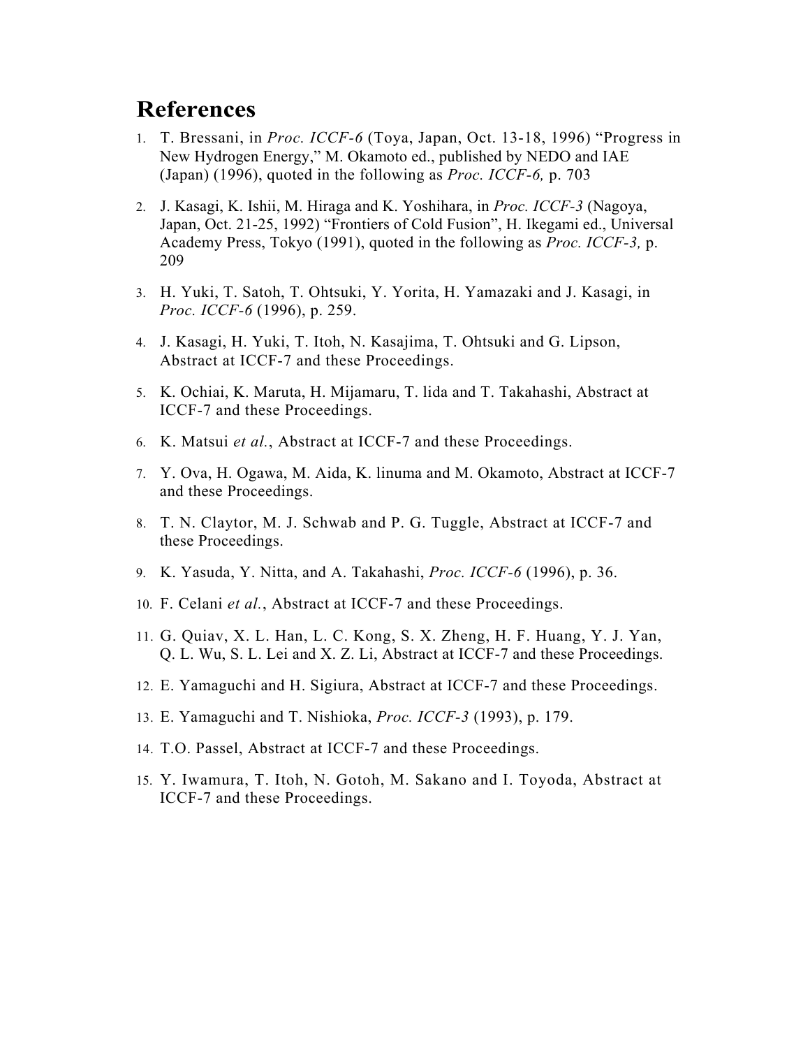# References

1. T. Bressani, in *Proc. ICCF-6* (Toya, Japan, Oct. 13-18, 1996) "Progress in New Hydrogen Energy," M. Okamoto ed., published by NEDO and IAE (Japan) (1996), quoted in the following as *Proc. ICCF-6,* p. 703
2. J. Kasagi, K. Ishii, M. Hiraga and K. Yoshihara, in *Proc. ICCF-3* (Nagoya, Japan, Oct. 21-25, 1992) "Frontiers of Cold Fusion", H. Ikegami ed., Universal Academy Press, Tokyo (1991), quoted in the following as *Proc. ICCF-3,* p. 209
3. H. Yuki, T. Satoh, T. Ohtsuki, Y. Yorita, H. Yamazaki and J. Kasagi, in *Proc. ICCF-6* (1996), p. 259.
4. J. Kasagi, H. Yuki, T. Itoh, N. Kasajima, T. Ohtsuki and G. Lipson, Abstract at ICCF-7 and these Proceedings.
5. K. Ochiai, K. Maruta, H. Mijamaru, T. lida and T. Takahashi, Abstract at ICCF-7 and these Proceedings.
6. K. Matsui *et al.*, Abstract at ICCF-7 and these Proceedings.
7. Y. Ova, H. Ogawa, M. Aida, K. linuma and M. Okamoto, Abstract at ICCF-7 and these Proceedings.
8. T. N. Claytor, M. J. Schwab and P. G. Tuggle, Abstract at ICCF-7 and these Proceedings.
9. K. Yasuda, Y. Nitta, and A. Takahashi, *Proc. ICCF-6* (1996), p. 36.
10. F. Celani *et al.*, Abstract at ICCF-7 and these Proceedings.
11. G. Quiav, X. L. Han, L. C. Kong, S. X. Zheng, H. F. Huang, Y. J. Yan, Q. L. Wu, S. L. Lei and X. Z. Li, Abstract at ICCF-7 and these Proceedings.
12. E. Yamaguchi and H. Sigiura, Abstract at ICCF-7 and these Proceedings.
13. E. Yamaguchi and T. Nishioka, *Proc. ICCF-3* (1993), p. 179.
14. T.O. Passel, Abstract at ICCF-7 and these Proceedings.
15. Y. Iwamura, T. Itoh, N. Gotoh, M. Sakano and I. Toyoda, Abstract at ICCF-7 and these Proceedings.